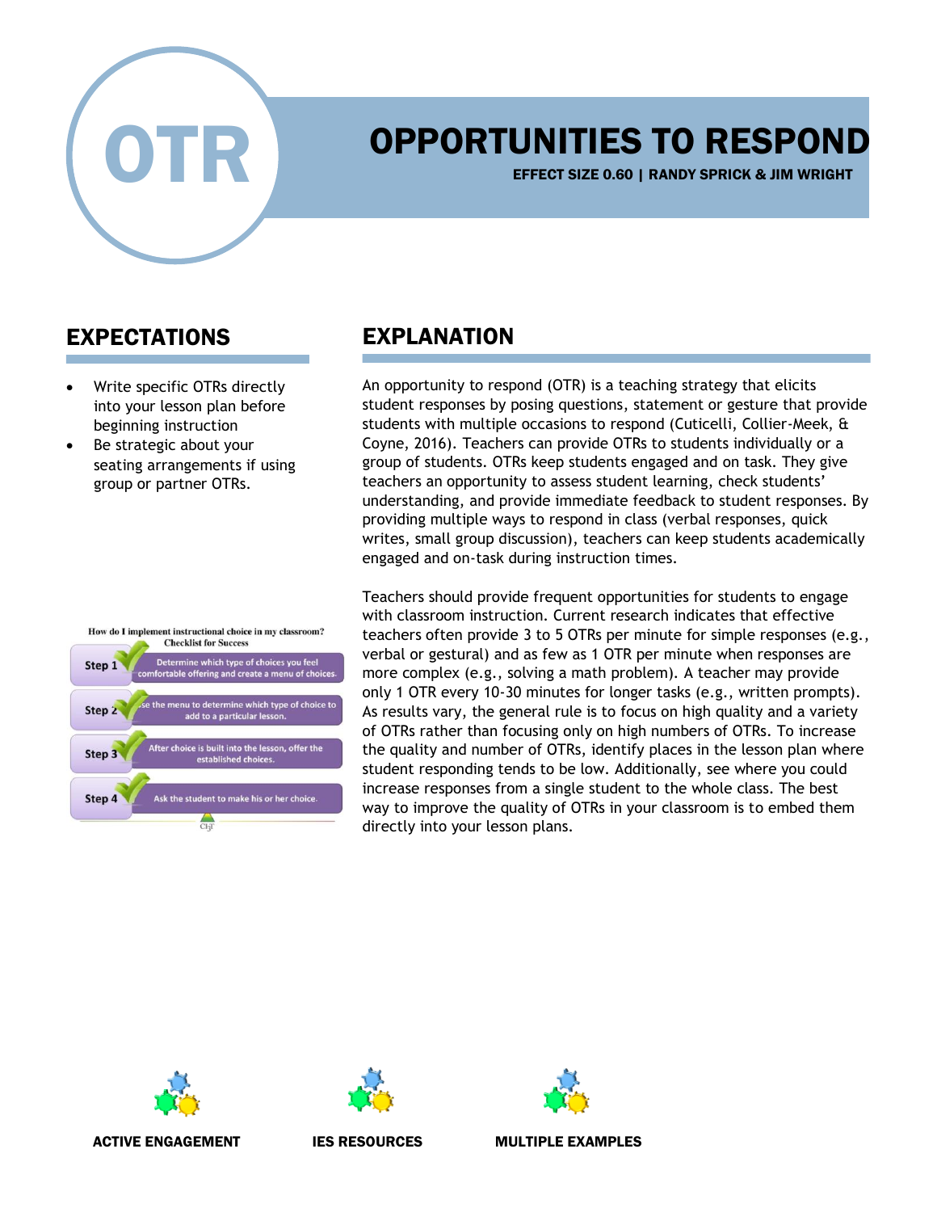# OPPORTUNITIES TO RESPOND

**EFFECT SIZE 0.60 | RANDY SPRICK & JIM WRIGHT**

## EXPECTATIONS

- Write specific OTRs directly into your lesson plan before beginning instruction
- Be strategic about your seating arrangements if using group or partner OTRs.

How do I implement instructional choice in my classroom?
Checklist for Success

- Step 1: Determine which type of choices you feel comfortable offering and create a menu of choices.
- Step 2: Use the menu to determine which type of choice to add to a particular lesson.
- Step 3: After choice is built into the lesson, offer the established choices.
- Step 4: Ask the student to make his or her choice.

## EXPLANATION

An opportunity to respond (OTR) is a teaching strategy that elicits student responses by posing questions, statement or gesture that provide students with multiple occasions to respond (Cuticelli, Collier-Meek, & Coyne, 2016). Teachers can provide OTRs to students individually or a group of students. OTRs keep students engaged and on task. They give teachers an opportunity to assess student learning, check students' understanding, and provide immediate feedback to student responses. By providing multiple ways to respond in class (verbal responses, quick writes, small group discussion), teachers can keep students academically engaged and on-task during instruction times.

Teachers should provide frequent opportunities for students to engage with classroom instruction. Current research indicates that effective teachers often provide 3 to 5 OTRs per minute for simple responses (e.g., verbal or gestural) and as few as 1 OTR per minute when responses are more complex (e.g., solving a math problem). A teacher may provide only 1 OTR every 10-30 minutes for longer tasks (e.g., written prompts). As results vary, the general rule is to focus on high quality and a variety of OTRs rather than focusing only on high numbers of OTRs. To increase the quality and number of OTRs, identify places in the lesson plan where student responding tends to be low. Additionally, see where you could increase responses from a single student to the whole class. The best way to improve the quality of OTRs in your classroom is to embed them directly into your lesson plans.

**ACTIVE ENGAGEMENT** | **IES RESOURCES** | **MULTIPLE EXAMPLES**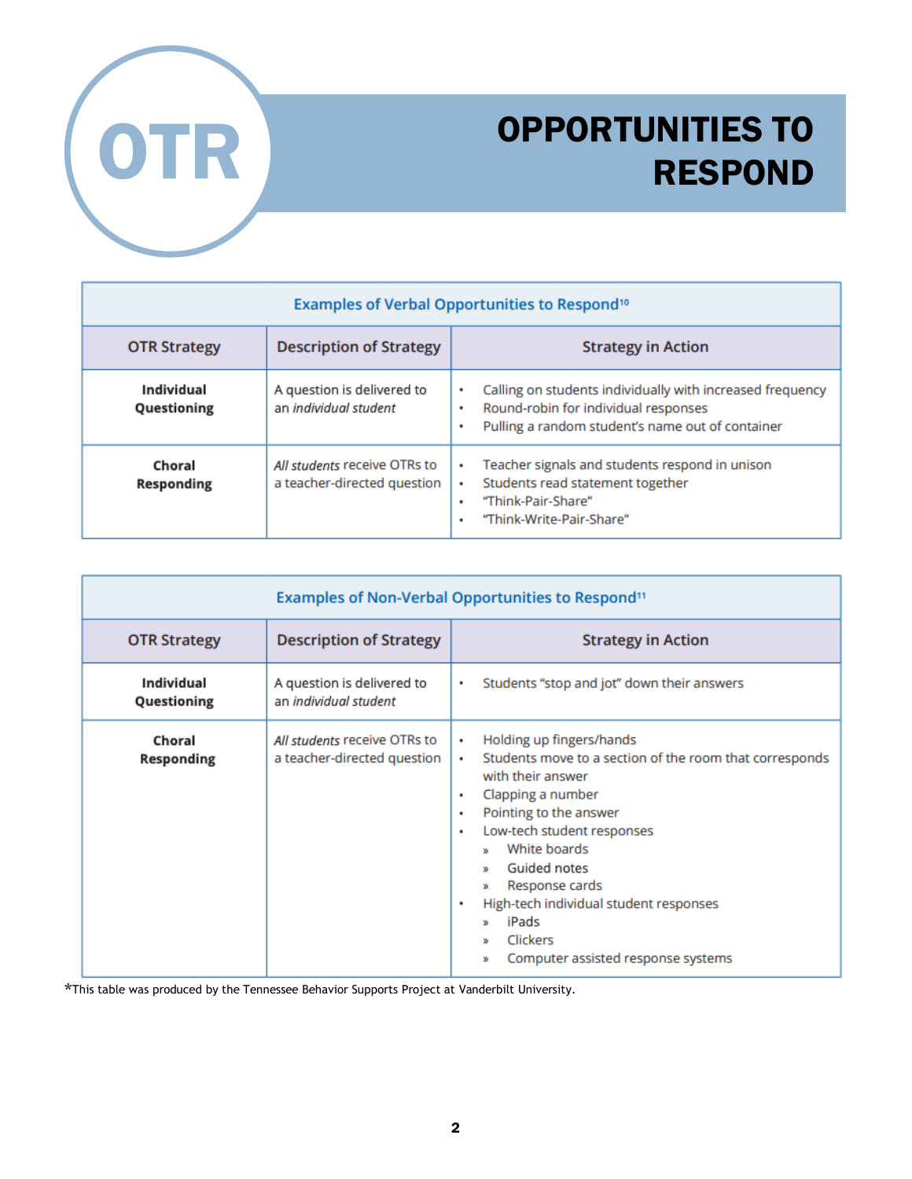# OPPORTUNITIES TO RESPOND

| Examples of Verbal Opportunities to Respond[10] | | |
|---|---|---|
| **OTR Strategy** | **Description of Strategy** | **Strategy in Action** |
| **Individual Questioning** | A question is delivered to an *individual student* | • Calling on students individually with increased frequency<br>• Round-robin for individual responses<br>• Pulling a random student's name out of container |
| **Choral Responding** | *All students* receive OTRs to a teacher-directed question | • Teacher signals and students respond in unison<br>• Students read statement together<br>• "Think-Pair-Share"<br>• "Think-Write-Pair-Share" |

| Examples of Non-Verbal Opportunities to Respond[11] | | |
|---|---|---|
| **OTR Strategy** | **Description of Strategy** | **Strategy in Action** |
| **Individual Questioning** | A question is delivered to an *individual student* | • Students "stop and jot" down their answers |
| **Choral Responding** | *All students* receive OTRs to a teacher-directed question | • Holding up fingers/hands<br>• Students move to a section of the room that corresponds with their answer<br>• Clapping a number<br>• Pointing to the answer<br>• Low-tech student responses<br>  » White boards<br>  » Guided notes<br>  » Response cards<br>• High-tech individual student responses<br>  » iPads<br>  » Clickers<br>  » Computer assisted response systems |

*This table was produced by the Tennessee Behavior Supports Project at Vanderbilt University.